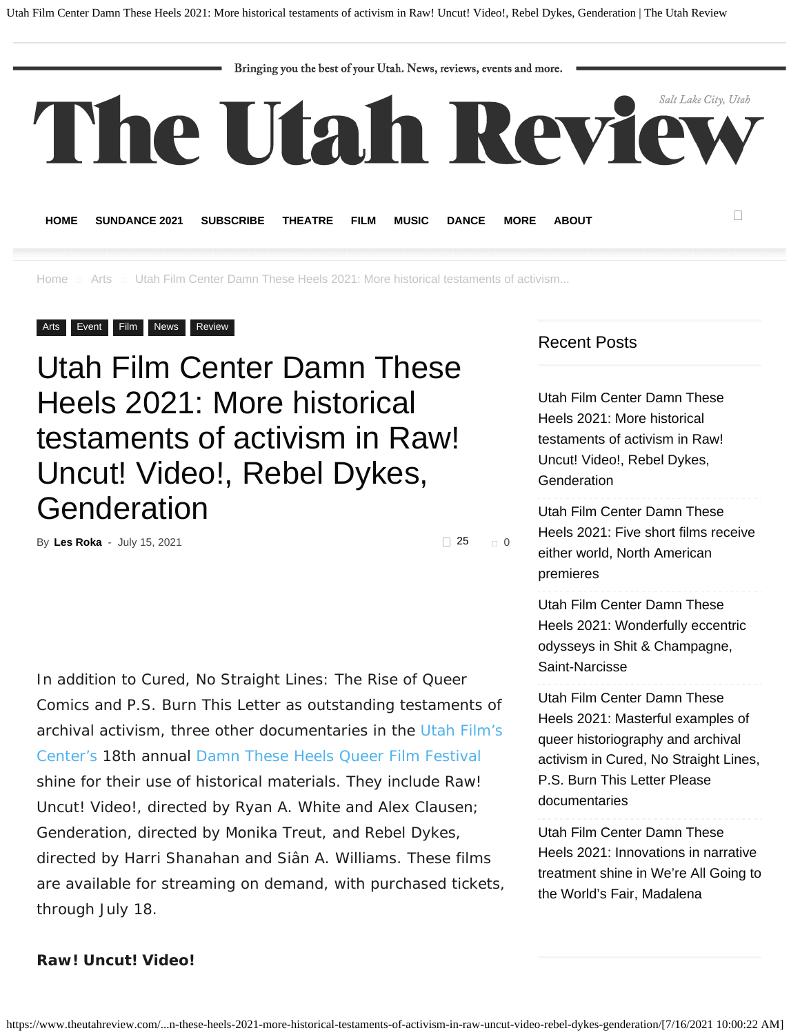Bringing you the best of your Utah. News, reviews, events and more.

# The Utah Review

Salt Lake City, Utah

HOME SUNDANCE 2021 SUBSCRIBE THEATRE FILM MUSIC DANCE MORE ABOUT

Home Arts Utah Film Center Damn These Heels 2021: More historical testaments of activism...

Arts Event Film News Review

# Utah Film Center Damn These Heels 2021: More historical testaments of activism in Raw! Uncut! Video!, Rebel Dykes, Genderation

By **Les Roka** - July 15, 2021

25 0

In addition to Cured, No Straight Lines: The Rise of Queer Comics and P.S. Burn This Letter as outstanding testaments of archival activism, three other documentaries in the Utah Film's Center's 18th annual Damn These Heels Queer Film Festival shine for their use of historical materials. They include Raw! Uncut! Video!, directed by Ryan A. White and Alex Clausen; Genderation, directed by Monika Treut, and Rebel Dykes, directed by Harri Shanahan and Siân A. Williams. These films are available for streaming on demand, with purchased tickets, through July 18.

**Raw! Uncut! Video!**

## Recent Posts

Utah Film Center Damn These Heels 2021: More historical testaments of activism in Raw! Uncut! Video!, Rebel Dykes, Genderation

Utah Film Center Damn These Heels 2021: Five short films receive either world, North American premieres

Utah Film Center Damn These Heels 2021: Wonderfully eccentric odysseys in Shit & Champagne, Saint-Narcisse

Utah Film Center Damn These Heels 2021: Masterful examples of queer historiography and archival activism in Cured, No Straight Lines, P.S. Burn This Letter Please documentaries

Utah Film Center Damn These Heels 2021: Innovations in narrative treatment shine in We're All Going to the World's Fair, Madalena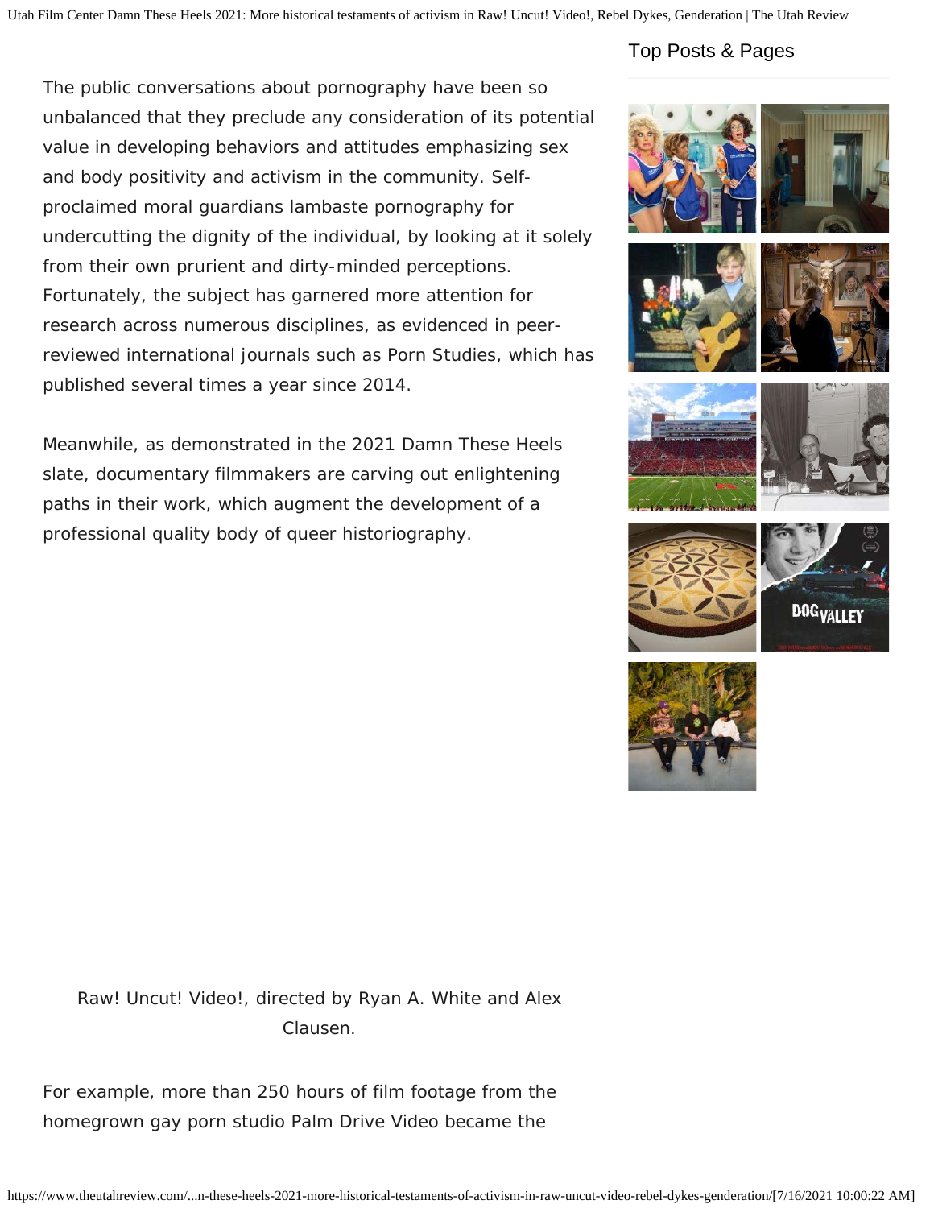The public conversations about pornography have been so unbalanced that they preclude any consideration of its potential value in developing behaviors and attitudes emphasizing sex and body positivity and activism in the community. Self-proclaimed moral guardians lambaste pornography for undercutting the dignity of the individual, by looking at it solely from their own prurient and dirty-minded perceptions. Fortunately, the subject has garnered more attention for research across numerous disciplines, as evidenced in peer-reviewed international journals such as Porn Studies, which has published several times a year since 2014.

Meanwhile, as demonstrated in the 2021 Damn These Heels slate, documentary filmmakers are carving out enlightening paths in their work, which augment the development of a professional quality body of queer historiography.

Raw! Uncut! Video!, directed by Ryan A. White and Alex Clausen.

For example, more than 250 hours of film footage from the homegrown gay porn studio Palm Drive Video became the

## Top Posts & Pages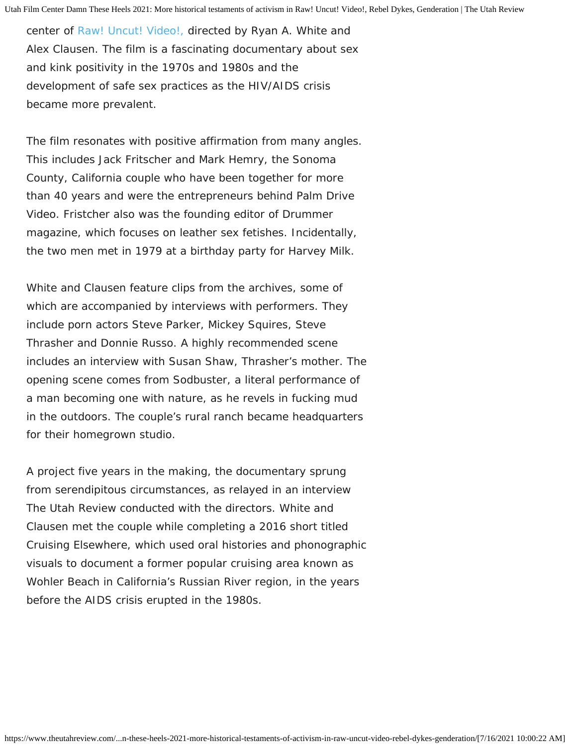center of Raw! Uncut! Video!, directed by Ryan A. White and Alex Clausen. The film is a fascinating documentary about sex and kink positivity in the 1970s and 1980s and the development of safe sex practices as the HIV/AIDS crisis became more prevalent.

The film resonates with positive affirmation from many angles. This includes Jack Fritscher and Mark Hemry, the Sonoma County, California couple who have been together for more than 40 years and were the entrepreneurs behind Palm Drive Video. Fristcher also was the founding editor of Drummer magazine, which focuses on leather sex fetishes. Incidentally, the two men met in 1979 at a birthday party for Harvey Milk.

White and Clausen feature clips from the archives, some of which are accompanied by interviews with performers. They include porn actors Steve Parker, Mickey Squires, Steve Thrasher and Donnie Russo. A highly recommended scene includes an interview with Susan Shaw, Thrasher's mother. The opening scene comes from Sodbuster, a literal performance of a man becoming one with nature, as he revels in fucking mud in the outdoors. The couple's rural ranch became headquarters for their homegrown studio.

A project five years in the making, the documentary sprung from serendipitous circumstances, as relayed in an interview The Utah Review conducted with the directors. White and Clausen met the couple while completing a 2016 short titled Cruising Elsewhere, which used oral histories and phonographic visuals to document a former popular cruising area known as Wohler Beach in California's Russian River region, in the years before the AIDS crisis erupted in the 1980s.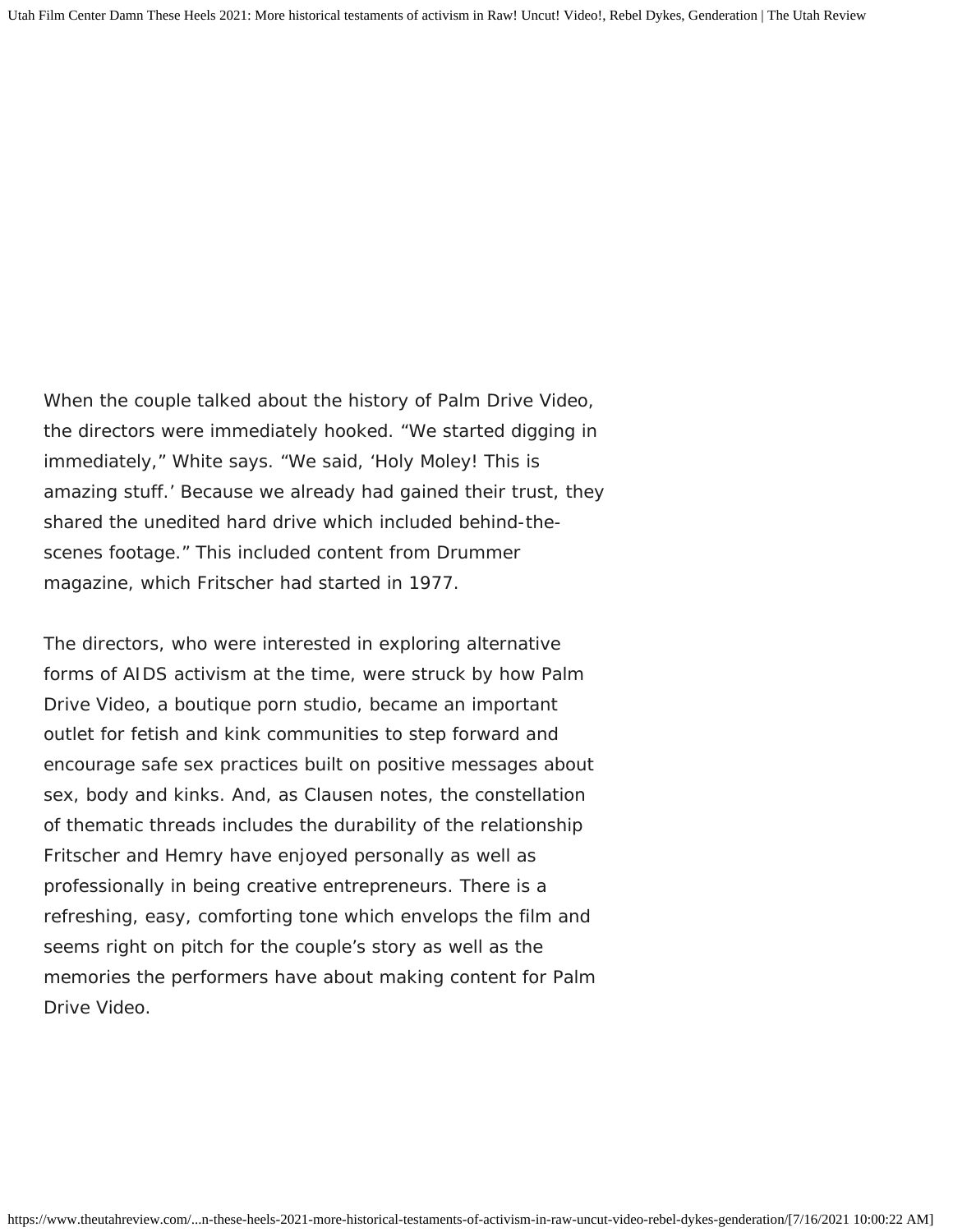When the couple talked about the history of Palm Drive Video, the directors were immediately hooked. “We started digging in immediately,” White says. “We said, ‘Holy Moley! This is amazing stuff.’ Because we already had gained their trust, they shared the unedited hard drive which included behind-the-scenes footage.” This included content from Drummer magazine, which Fritscher had started in 1977.

The directors, who were interested in exploring alternative forms of AIDS activism at the time, were struck by how Palm Drive Video, a boutique porn studio, became an important outlet for fetish and kink communities to step forward and encourage safe sex practices built on positive messages about sex, body and kinks. And, as Clausen notes, the constellation of thematic threads includes the durability of the relationship Fritscher and Hemry have enjoyed personally as well as professionally in being creative entrepreneurs. There is a refreshing, easy, comforting tone which envelops the film and seems right on pitch for the couple’s story as well as the memories the performers have about making content for Palm Drive Video.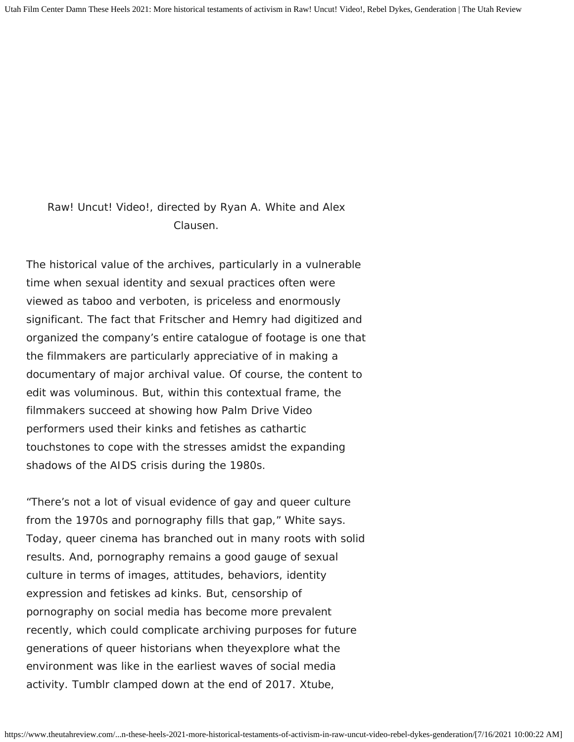Raw! Uncut! Video!, directed by Ryan A. White and Alex Clausen.

The historical value of the archives, particularly in a vulnerable time when sexual identity and sexual practices often were viewed as taboo and verboten, is priceless and enormously significant. The fact that Fritscher and Hemry had digitized and organized the company's entire catalogue of footage is one that the filmmakers are particularly appreciative of in making a documentary of major archival value. Of course, the content to edit was voluminous. But, within this contextual frame, the filmmakers succeed at showing how Palm Drive Video performers used their kinks and fetishes as cathartic touchstones to cope with the stresses amidst the expanding shadows of the AIDS crisis during the 1980s.

"There's not a lot of visual evidence of gay and queer culture from the 1970s and pornography fills that gap," White says. Today, queer cinema has branched out in many roots with solid results. And, pornography remains a good gauge of sexual culture in terms of images, attitudes, behaviors, identity expression and fetiskes ad kinks. But, censorship of pornography on social media has become more prevalent recently, which could complicate archiving purposes for future generations of queer historians when theyexplore what the environment was like in the earliest waves of social media activity. Tumblr clamped down at the end of 2017. Xtube,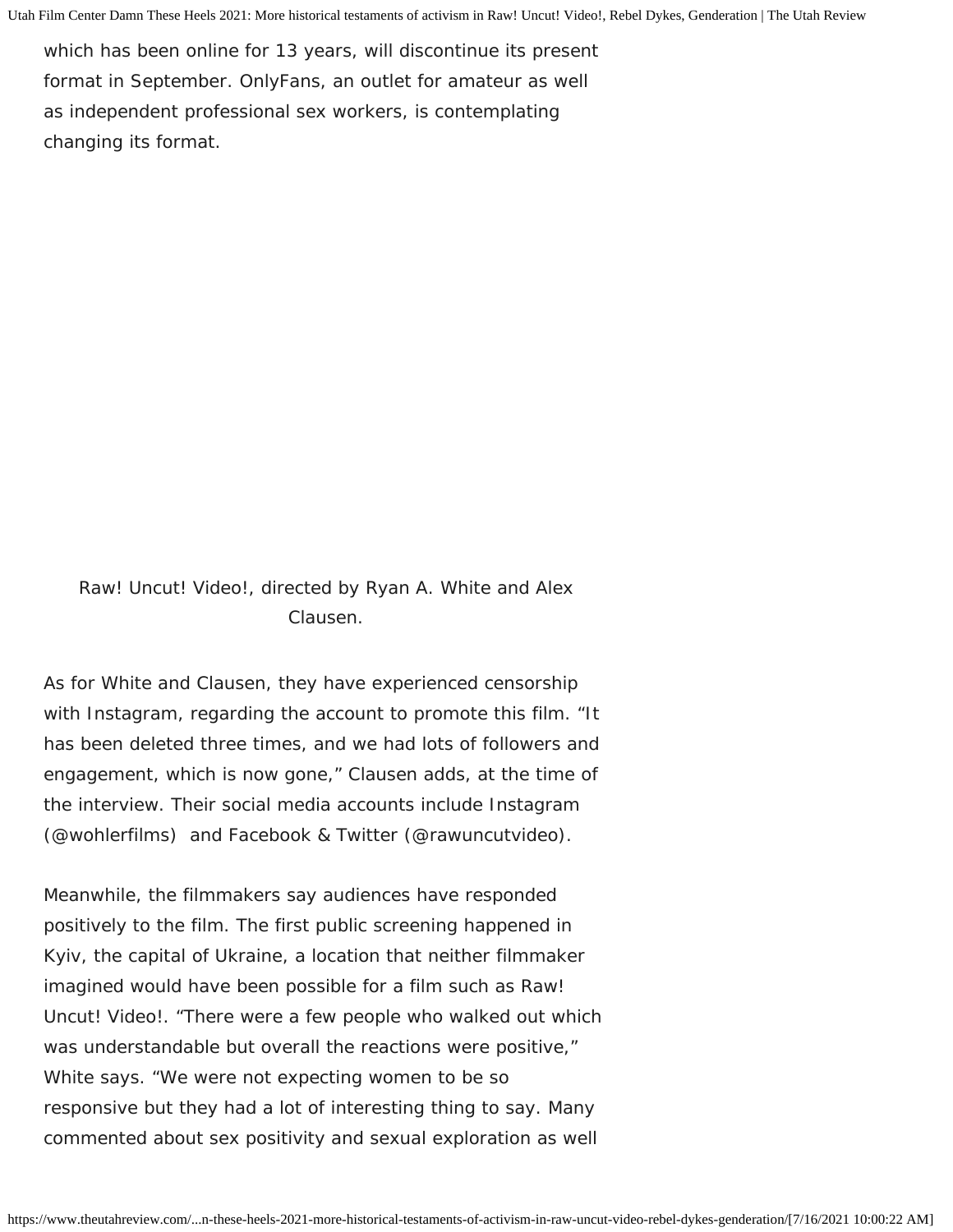which has been online for 13 years, will discontinue its present format in September. OnlyFans, an outlet for amateur as well as independent professional sex workers, is contemplating changing its format.

Raw! Uncut! Video!, directed by Ryan A. White and Alex Clausen.

As for White and Clausen, they have experienced censorship with Instagram, regarding the account to promote this film. "It has been deleted three times, and we had lots of followers and engagement, which is now gone," Clausen adds, at the time of the interview. Their social media accounts include Instagram (@wohlerfilms) and Facebook & Twitter (@rawuncutvideo).

Meanwhile, the filmmakers say audiences have responded positively to the film. The first public screening happened in Kyiv, the capital of Ukraine, a location that neither filmmaker imagined would have been possible for a film such as Raw! Uncut! Video!. "There were a few people who walked out which was understandable but overall the reactions were positive," White says. "We were not expecting women to be so responsive but they had a lot of interesting thing to say. Many commented about sex positivity and sexual exploration as well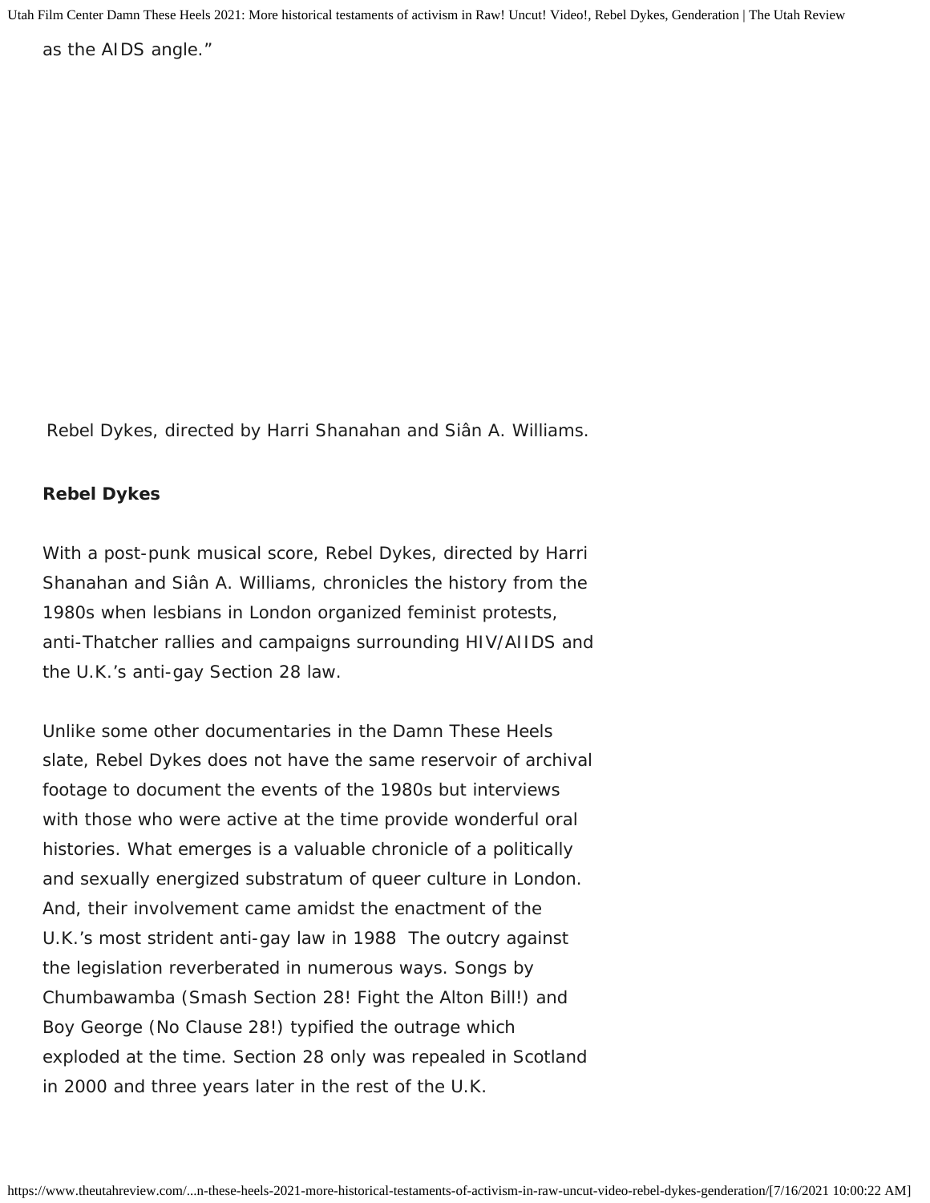as the AIDS angle."

Rebel Dykes, directed by Harri Shanahan and Siân A. Williams.

**Rebel Dykes**

With a post-punk musical score, Rebel Dykes, directed by Harri Shanahan and Siân A. Williams, chronicles the history from the 1980s when lesbians in London organized feminist protests, anti-Thatcher rallies and campaigns surrounding HIV/AIIDS and the U.K.'s anti-gay Section 28 law.

Unlike some other documentaries in the Damn These Heels slate, Rebel Dykes does not have the same reservoir of archival footage to document the events of the 1980s but interviews with those who were active at the time provide wonderful oral histories. What emerges is a valuable chronicle of a politically and sexually energized substratum of queer culture in London. And, their involvement came amidst the enactment of the U.K.'s most strident anti-gay law in 1988 The outcry against the legislation reverberated in numerous ways. Songs by Chumbawamba (Smash Section 28! Fight the Alton Bill!) and Boy George (No Clause 28!) typified the outrage which exploded at the time. Section 28 only was repealed in Scotland in 2000 and three years later in the rest of the U.K.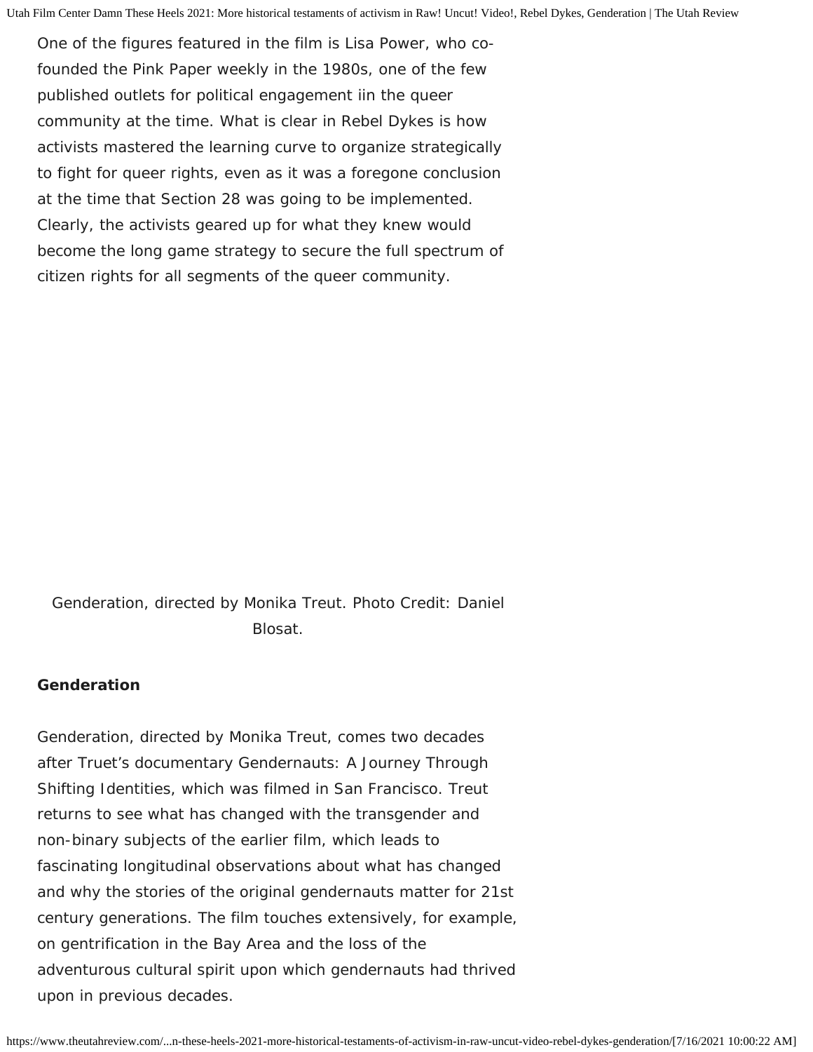One of the figures featured in the film is Lisa Power, who co-founded the Pink Paper weekly in the 1980s, one of the few published outlets for political engagement iin the queer community at the time. What is clear in Rebel Dykes is how activists mastered the learning curve to organize strategically to fight for queer rights, even as it was a foregone conclusion at the time that Section 28 was going to be implemented. Clearly, the activists geared up for what they knew would become the long game strategy to secure the full spectrum of citizen rights for all segments of the queer community.

Genderation, directed by Monika Treut. Photo Credit: Daniel Blosat.

**Genderation**

Genderation, directed by Monika Treut, comes two decades after Truet's documentary Gendernauts: A Journey Through Shifting Identities, which was filmed in San Francisco. Treut returns to see what has changed with the transgender and non-binary subjects of the earlier film, which leads to fascinating longitudinal observations about what has changed and why the stories of the original gendernauts matter for 21st century generations. The film touches extensively, for example, on gentrification in the Bay Area and the loss of the adventurous cultural spirit upon which gendernauts had thrived upon in previous decades.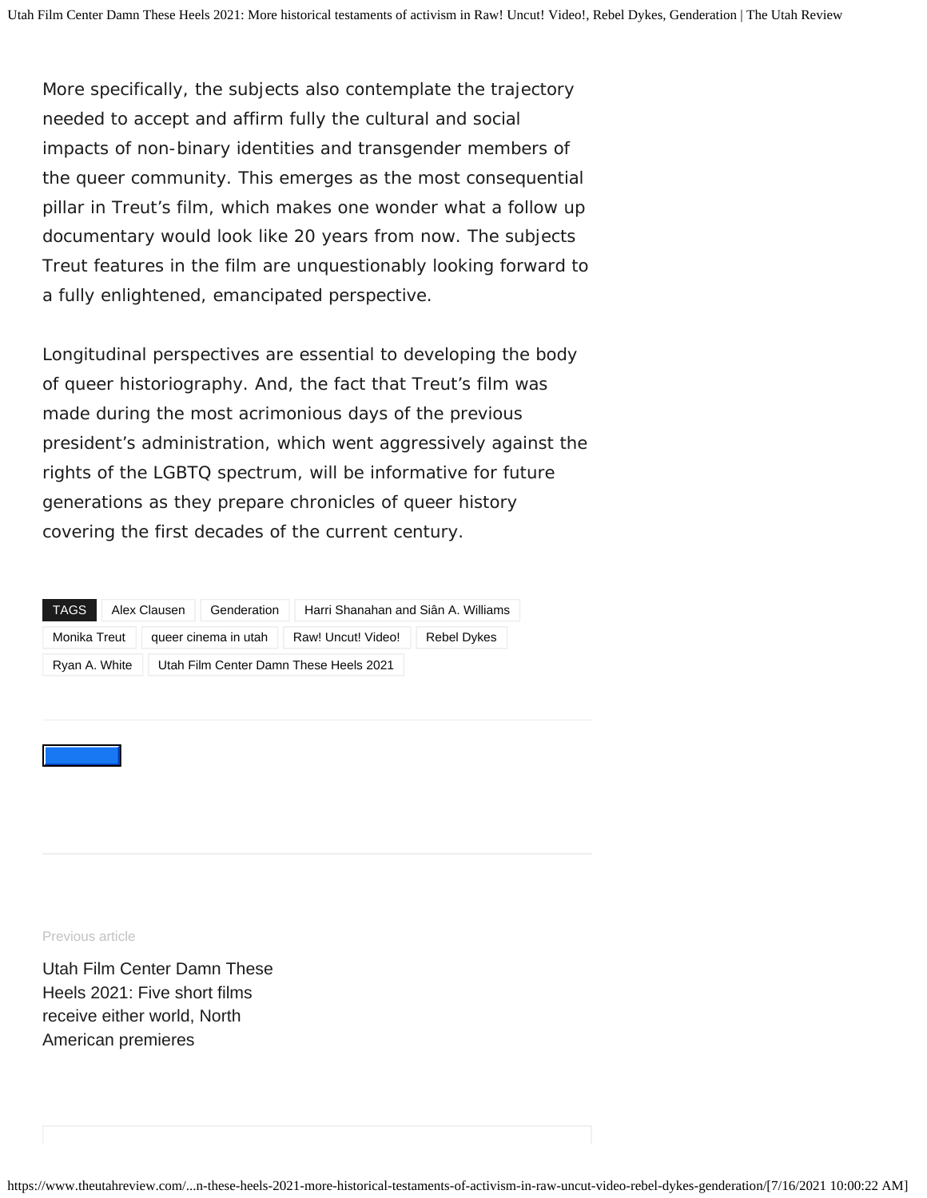More specifically, the subjects also contemplate the trajectory needed to accept and affirm fully the cultural and social impacts of non-binary identities and transgender members of the queer community. This emerges as the most consequential pillar in Treut's film, which makes one wonder what a follow up documentary would look like 20 years from now. The subjects Treut features in the film are unquestionably looking forward to a fully enlightened, emancipated perspective.

Longitudinal perspectives are essential to developing the body of queer historiography. And, the fact that Treut's film was made during the most acrimonious days of the previous president's administration, which went aggressively against the rights of the LGBTQ spectrum, will be informative for future generations as they prepare chronicles of queer history covering the first decades of the current century.

TAGS: Alex Clausen | Genderation | Harri Shanahan and Siân A. Williams | Monika Treut | queer cinema in utah | Raw! Uncut! Video! | Rebel Dykes | Ryan A. White | Utah Film Center Damn These Heels 2021

Previous article

Utah Film Center Damn These Heels 2021: Five short films receive either world, North American premieres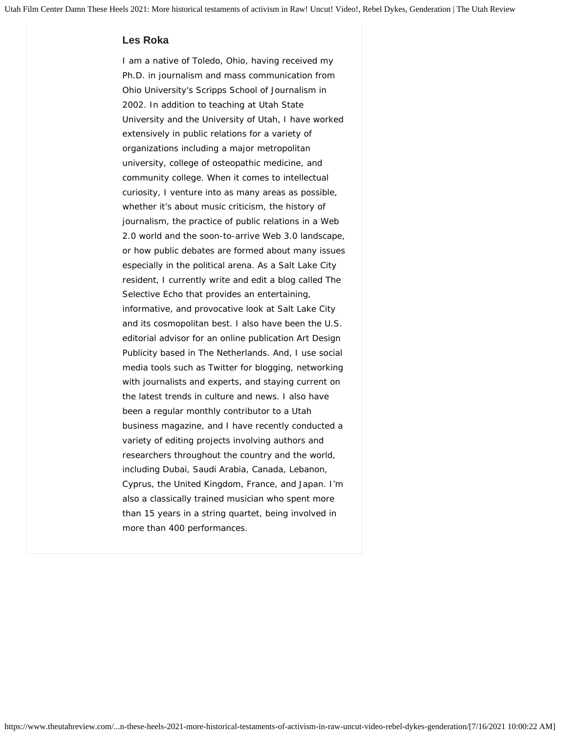### Les Roka

I am a native of Toledo, Ohio, having received my Ph.D. in journalism and mass communication from Ohio University's Scripps School of Journalism in 2002. In addition to teaching at Utah State University and the University of Utah, I have worked extensively in public relations for a variety of organizations including a major metropolitan university, college of osteopathic medicine, and community college. When it comes to intellectual curiosity, I venture into as many areas as possible, whether it's about music criticism, the history of journalism, the practice of public relations in a Web 2.0 world and the soon-to-arrive Web 3.0 landscape, or how public debates are formed about many issues especially in the political arena. As a Salt Lake City resident, I currently write and edit a blog called The Selective Echo that provides an entertaining, informative, and provocative look at Salt Lake City and its cosmopolitan best. I also have been the U.S. editorial advisor for an online publication Art Design Publicity based in The Netherlands. And, I use social media tools such as Twitter for blogging, networking with journalists and experts, and staying current on the latest trends in culture and news. I also have been a regular monthly contributor to a Utah business magazine, and I have recently conducted a variety of editing projects involving authors and researchers throughout the country and the world, including Dubai, Saudi Arabia, Canada, Lebanon, Cyprus, the United Kingdom, France, and Japan. I'm also a classically trained musician who spent more than 15 years in a string quartet, being involved in more than 400 performances.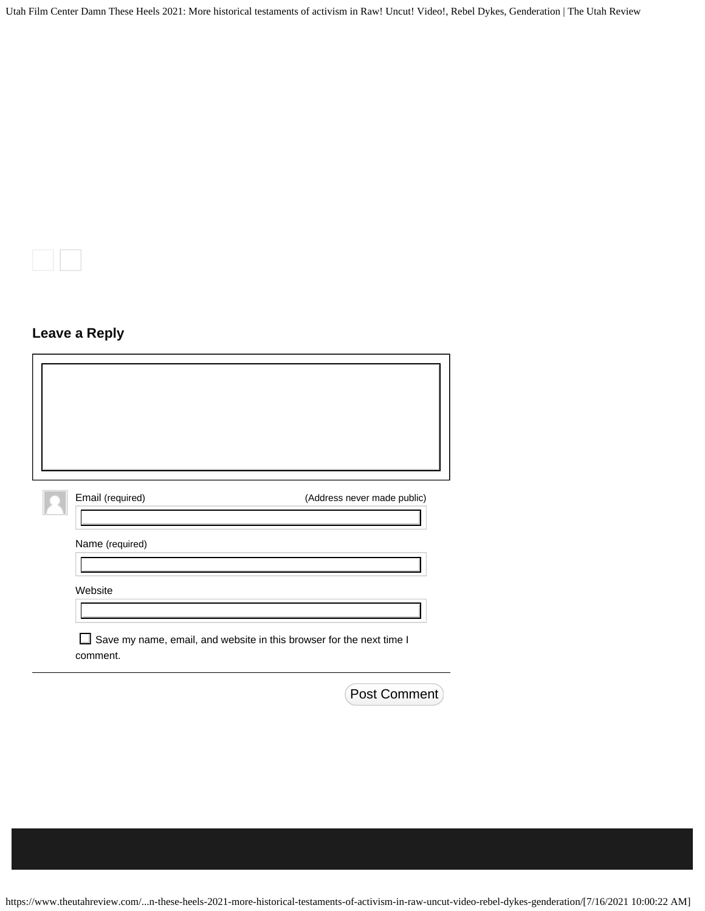## Leave a Reply

Email (required) (Address never made public)

Name (required)

Website

Save my name, email, and website in this browser for the next time I comment.

Post Comment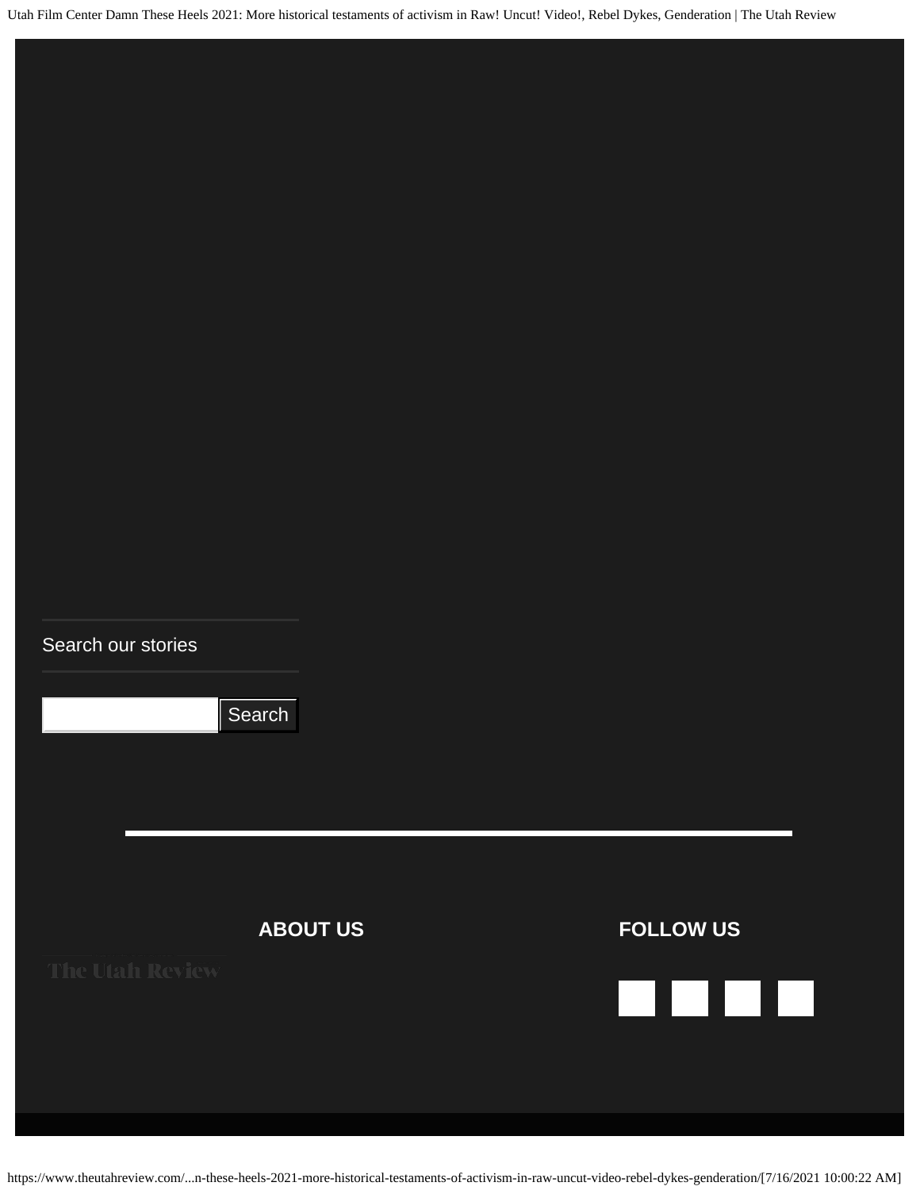Search our stories

Search

**ABOUT US**

The Utah Review

**FOLLOW US**